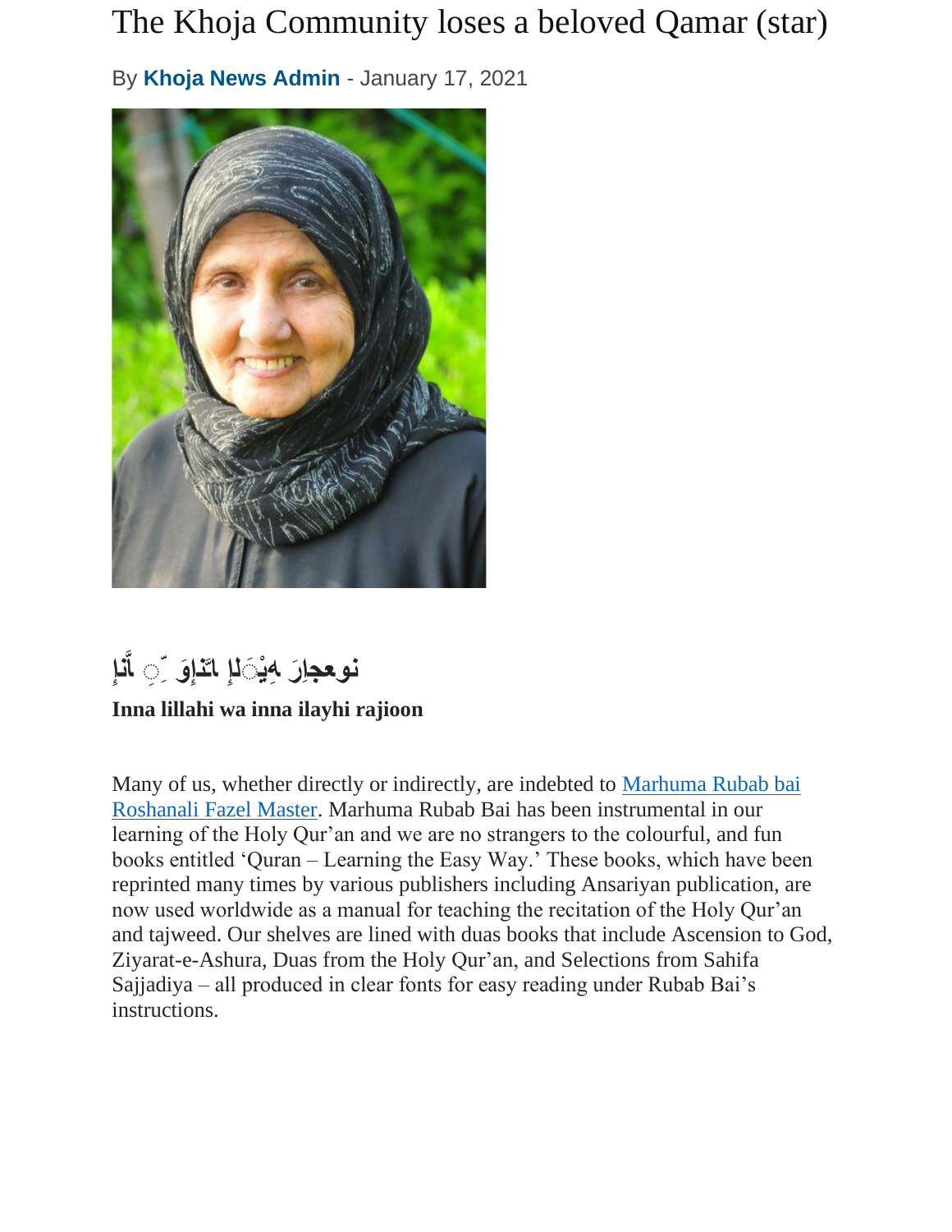# The Khoja Community loses a beloved Qamar (star)

By **Khoja News Admin** - January 17, 2021

## إِنَّا لِلّٰهِ وَإِنَّا إِلَيْهِ رَاجِعُونَ

**Inna lillahi wa inna ilayhi rajioon**

Many of us, whether directly or indirectly, are indebted to Marhuma Rubab bai Roshanali Fazel Master. Marhuma Rubab Bai has been instrumental in our learning of the Holy Qur'an and we are no strangers to the colourful, and fun books entitled 'Quran – Learning the Easy Way.' These books, which have been reprinted many times by various publishers including Ansariyan publication, are now used worldwide as a manual for teaching the recitation of the Holy Qur'an and tajweed. Our shelves are lined with duas books that include Ascension to God, Ziyarat-e-Ashura, Duas from the Holy Qur'an, and Selections from Sahifa Sajjadiya – all produced in clear fonts for easy reading under Rubab Bai's instructions.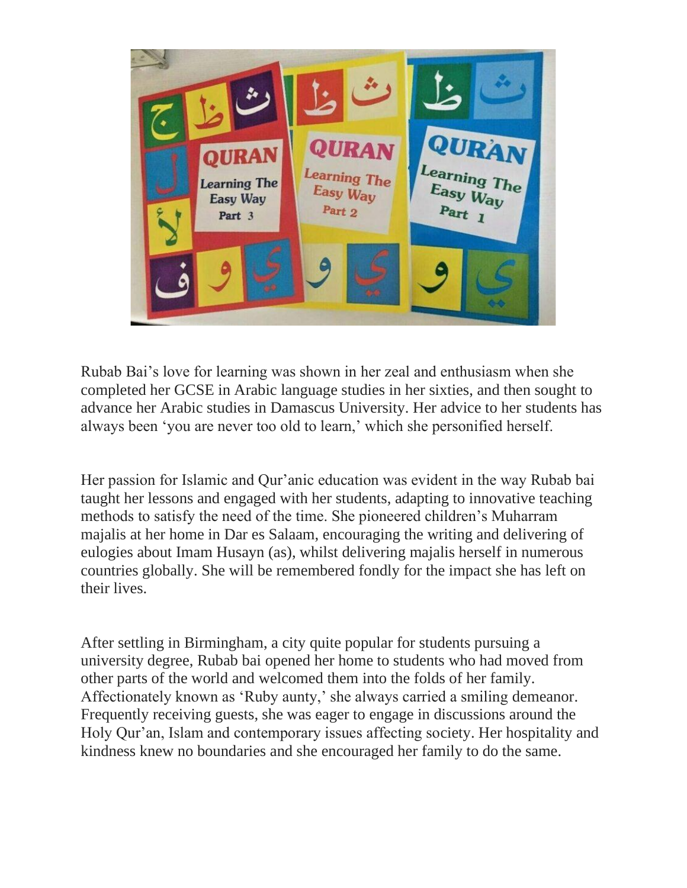Rubab Bai’s love for learning was shown in her zeal and enthusiasm when she completed her GCSE in Arabic language studies in her sixties, and then sought to advance her Arabic studies in Damascus University. Her advice to her students has always been ‘you are never too old to learn,’ which she personified herself.

Her passion for Islamic and Qur’anic education was evident in the way Rubab bai taught her lessons and engaged with her students, adapting to innovative teaching methods to satisfy the need of the time. She pioneered children’s Muharram majalis at her home in Dar es Salaam, encouraging the writing and delivering of eulogies about Imam Husayn (as), whilst delivering majalis herself in numerous countries globally. She will be remembered fondly for the impact she has left on their lives.

After settling in Birmingham, a city quite popular for students pursuing a university degree, Rubab bai opened her home to students who had moved from other parts of the world and welcomed them into the folds of her family. Affectionately known as ‘Ruby aunty,’ she always carried a smiling demeanor. Frequently receiving guests, she was eager to engage in discussions around the Holy Qur’an, Islam and contemporary issues affecting society. Her hospitality and kindness knew no boundaries and she encouraged her family to do the same.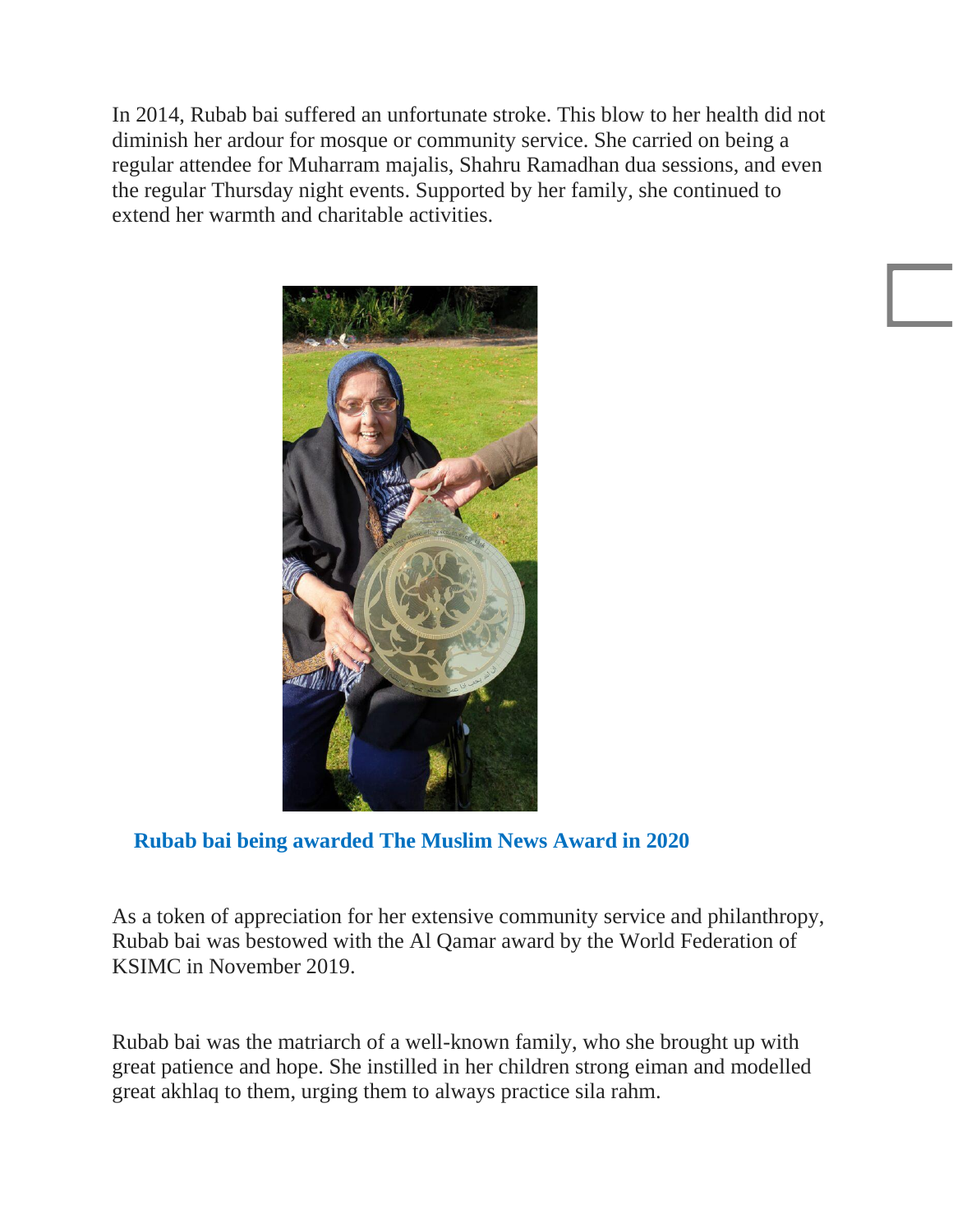In 2014, Rubab bai suffered an unfortunate stroke. This blow to her health did not diminish her ardour for mosque or community service. She carried on being a regular attendee for Muharram majalis, Shahru Ramadhan dua sessions, and even the regular Thursday night events. Supported by her family, she continued to extend her warmth and charitable activities.

**Rubab bai being awarded The Muslim News Award in 2020**

As a token of appreciation for her extensive community service and philanthropy, Rubab bai was bestowed with the Al Qamar award by the World Federation of KSIMC in November 2019.

Rubab bai was the matriarch of a well-known family, who she brought up with great patience and hope. She instilled in her children strong eiman and modelled great akhlaq to them, urging them to always practice sila rahm.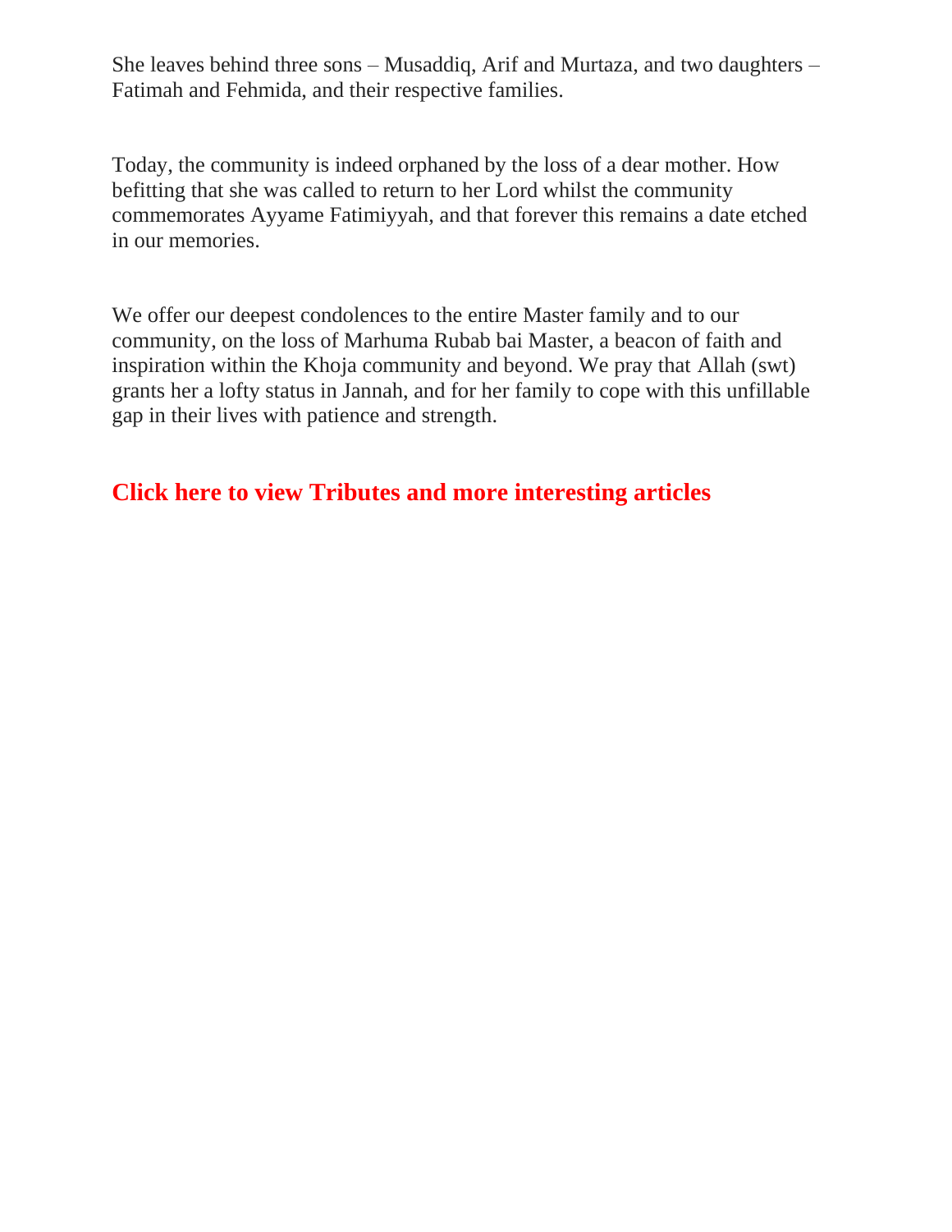She leaves behind three sons – Musaddiq, Arif and Murtaza, and two daughters – Fatimah and Fehmida, and their respective families.

Today, the community is indeed orphaned by the loss of a dear mother. How befitting that she was called to return to her Lord whilst the community commemorates Ayyame Fatimiyyah, and that forever this remains a date etched in our memories.

We offer our deepest condolences to the entire Master family and to our community, on the loss of Marhuma Rubab bai Master, a beacon of faith and inspiration within the Khoja community and beyond. We pray that Allah (swt) grants her a lofty status in Jannah, and for her family to cope with this unfillable gap in their lives with patience and strength.

**Click here to view Tributes and more interesting articles**